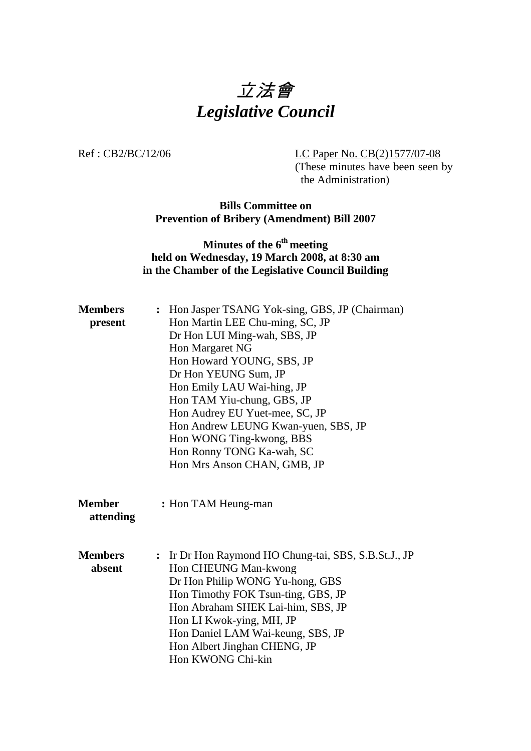# 立法會
# *Legislative Council*

Ref : CB2/BC/12/06

LC Paper No. CB(2)1577/07-08
(These minutes have been seen by the Administration)

**Bills Committee on**
**Prevention of Bribery (Amendment) Bill 2007**

**Minutes of the 6th meeting**
**held on Wednesday, 19 March 2008, at 8:30 am**
**in the Chamber of the Legislative Council Building**

**Members present** : Hon Jasper TSANG Yok-sing, GBS, JP (Chairman)
Hon Martin LEE Chu-ming, SC, JP
Dr Hon LUI Ming-wah, SBS, JP
Hon Margaret NG
Hon Howard YOUNG, SBS, JP
Dr Hon YEUNG Sum, JP
Hon Emily LAU Wai-hing, JP
Hon TAM Yiu-chung, GBS, JP
Hon Audrey EU Yuet-mee, SC, JP
Hon Andrew LEUNG Kwan-yuen, SBS, JP
Hon WONG Ting-kwong, BBS
Hon Ronny TONG Ka-wah, SC
Hon Mrs Anson CHAN, GMB, JP

**Member attending** : Hon TAM Heung-man

**Members absent** : Ir Dr Hon Raymond HO Chung-tai, SBS, S.B.St.J., JP
Hon CHEUNG Man-kwong
Dr Hon Philip WONG Yu-hong, GBS
Hon Timothy FOK Tsun-ting, GBS, JP
Hon Abraham SHEK Lai-him, SBS, JP
Hon LI Kwok-ying, MH, JP
Hon Daniel LAM Wai-keung, SBS, JP
Hon Albert Jinghan CHENG, JP
Hon KWONG Chi-kin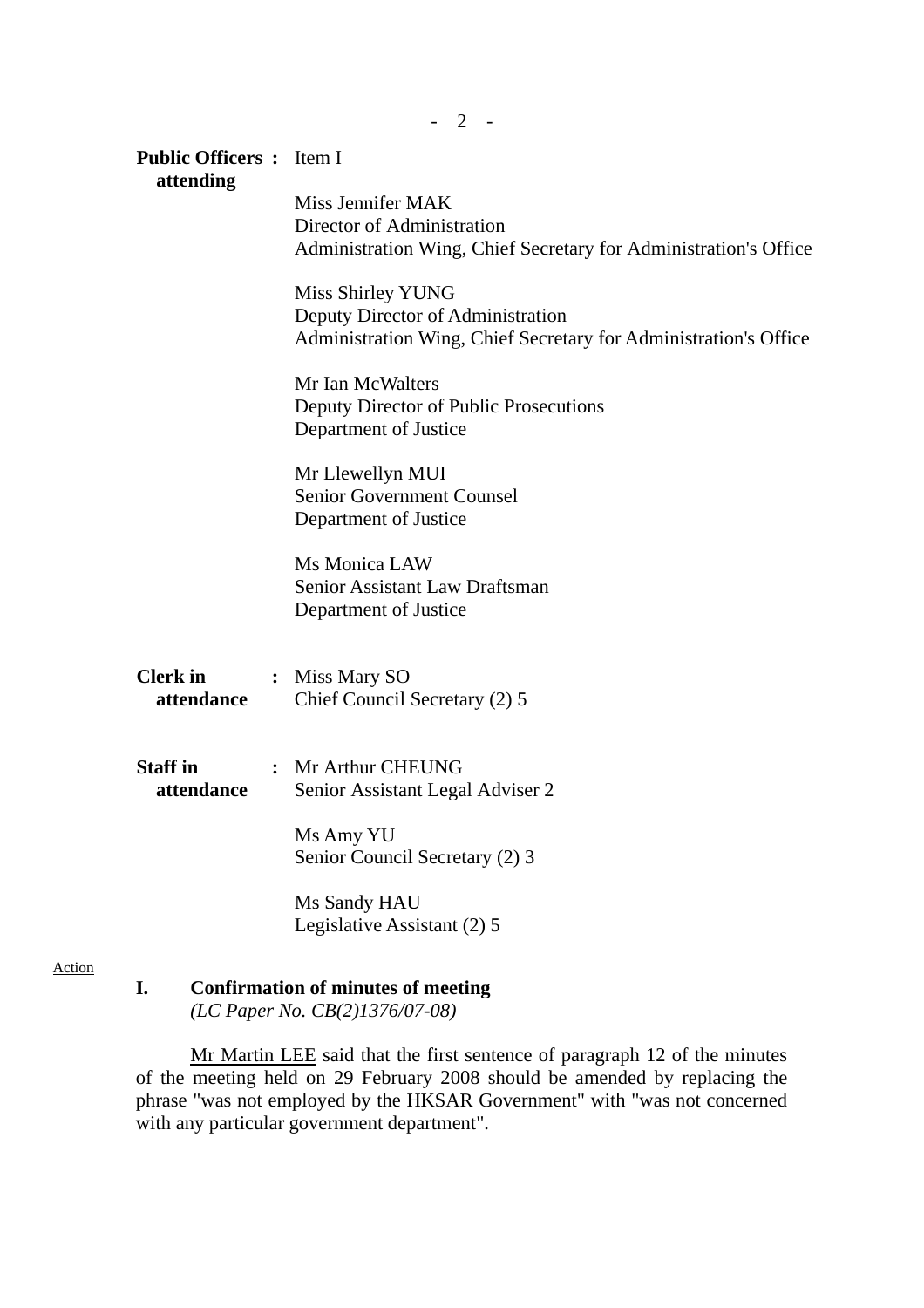**Public Officers attending :** Item I

Miss Jennifer MAK
Director of Administration
Administration Wing, Chief Secretary for Administration's Office

Miss Shirley YUNG
Deputy Director of Administration
Administration Wing, Chief Secretary for Administration's Office

Mr Ian McWalters
Deputy Director of Public Prosecutions
Department of Justice

Mr Llewellyn MUI
Senior Government Counsel
Department of Justice

Ms Monica LAW
Senior Assistant Law Draftsman
Department of Justice

**Clerk in attendance :** Miss Mary SO
Chief Council Secretary (2) 5

**Staff in attendance :** Mr Arthur CHEUNG
Senior Assistant Legal Adviser 2

Ms Amy YU
Senior Council Secretary (2) 3

Ms Sandy HAU
Legislative Assistant (2) 5

---

Action

## I. Confirmation of minutes of meeting

*(LC Paper No. CB(2)1376/07-08)*

Mr Martin LEE said that the first sentence of paragraph 12 of the minutes of the meeting held on 29 February 2008 should be amended by replacing the phrase "was not employed by the HKSAR Government" with "was not concerned with any particular government department".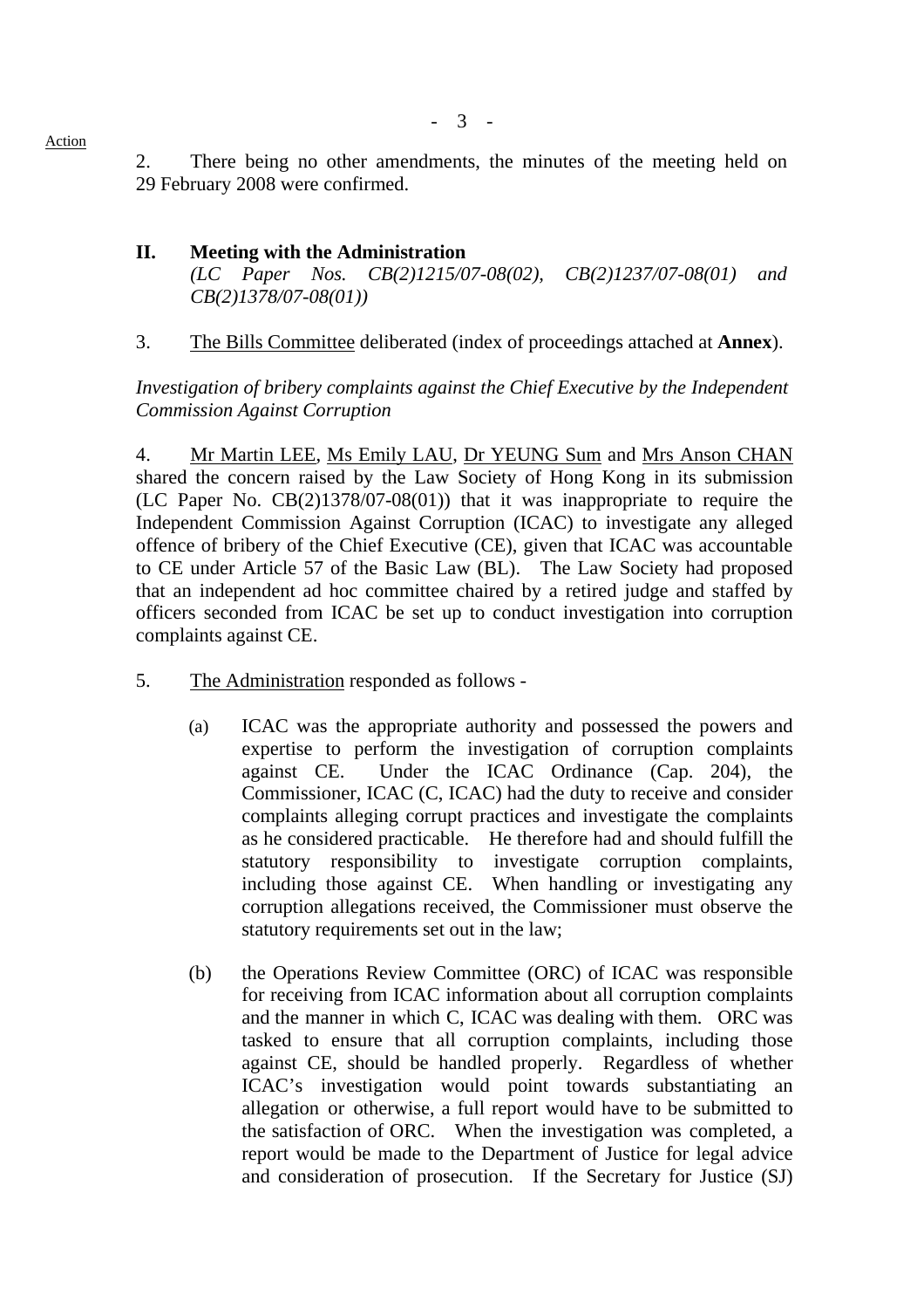Action

2. There being no other amendments, the minutes of the meeting held on 29 February 2008 were confirmed.

## II. Meeting with the Administration

*(LC Paper Nos. CB(2)1215/07-08(02), CB(2)1237/07-08(01) and CB(2)1378/07-08(01))*

3. The Bills Committee deliberated (index of proceedings attached at **Annex**).

*Investigation of bribery complaints against the Chief Executive by the Independent Commission Against Corruption*

4. Mr Martin LEE, Ms Emily LAU, Dr YEUNG Sum and Mrs Anson CHAN shared the concern raised by the Law Society of Hong Kong in its submission (LC Paper No. CB(2)1378/07-08(01)) that it was inappropriate to require the Independent Commission Against Corruption (ICAC) to investigate any alleged offence of bribery of the Chief Executive (CE), given that ICAC was accountable to CE under Article 57 of the Basic Law (BL). The Law Society had proposed that an independent ad hoc committee chaired by a retired judge and staffed by officers seconded from ICAC be set up to conduct investigation into corruption complaints against CE.

5. The Administration responded as follows -

(a) ICAC was the appropriate authority and possessed the powers and expertise to perform the investigation of corruption complaints against CE. Under the ICAC Ordinance (Cap. 204), the Commissioner, ICAC (C, ICAC) had the duty to receive and consider complaints alleging corrupt practices and investigate the complaints as he considered practicable. He therefore had and should fulfill the statutory responsibility to investigate corruption complaints, including those against CE. When handling or investigating any corruption allegations received, the Commissioner must observe the statutory requirements set out in the law;

(b) the Operations Review Committee (ORC) of ICAC was responsible for receiving from ICAC information about all corruption complaints and the manner in which C, ICAC was dealing with them. ORC was tasked to ensure that all corruption complaints, including those against CE, should be handled properly. Regardless of whether ICAC's investigation would point towards substantiating an allegation or otherwise, a full report would have to be submitted to the satisfaction of ORC. When the investigation was completed, a report would be made to the Department of Justice for legal advice and consideration of prosecution. If the Secretary for Justice (SJ)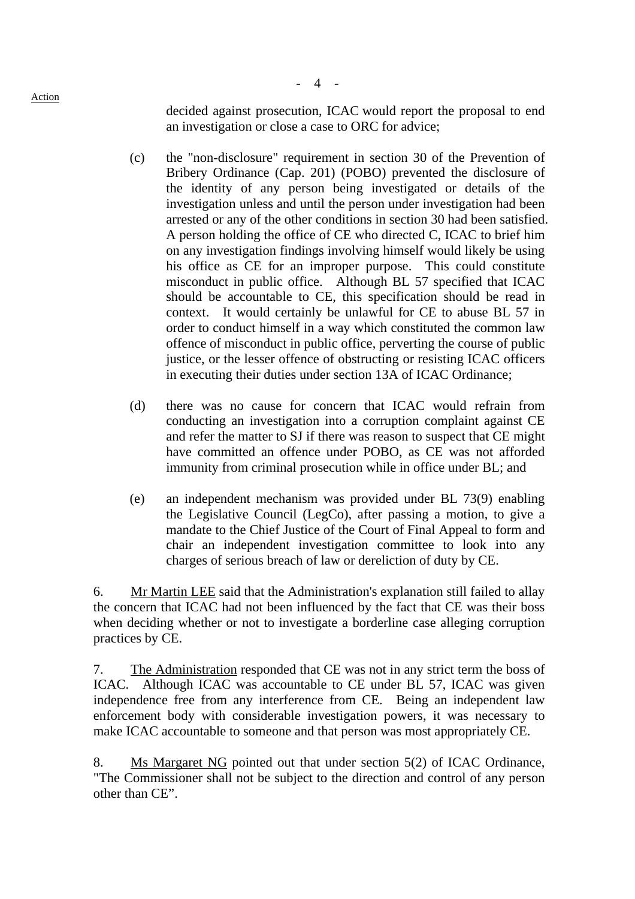decided against prosecution, ICAC would report the proposal to end an investigation or close a case to ORC for advice;

(c) the "non-disclosure" requirement in section 30 of the Prevention of Bribery Ordinance (Cap. 201) (POBO) prevented the disclosure of the identity of any person being investigated or details of the investigation unless and until the person under investigation had been arrested or any of the other conditions in section 30 had been satisfied. A person holding the office of CE who directed C, ICAC to brief him on any investigation findings involving himself would likely be using his office as CE for an improper purpose. This could constitute misconduct in public office. Although BL 57 specified that ICAC should be accountable to CE, this specification should be read in context. It would certainly be unlawful for CE to abuse BL 57 in order to conduct himself in a way which constituted the common law offence of misconduct in public office, perverting the course of public justice, or the lesser offence of obstructing or resisting ICAC officers in executing their duties under section 13A of ICAC Ordinance;

(d) there was no cause for concern that ICAC would refrain from conducting an investigation into a corruption complaint against CE and refer the matter to SJ if there was reason to suspect that CE might have committed an offence under POBO, as CE was not afforded immunity from criminal prosecution while in office under BL; and

(e) an independent mechanism was provided under BL 73(9) enabling the Legislative Council (LegCo), after passing a motion, to give a mandate to the Chief Justice of the Court of Final Appeal to form and chair an independent investigation committee to look into any charges of serious breach of law or dereliction of duty by CE.

6. Mr Martin LEE said that the Administration's explanation still failed to allay the concern that ICAC had not been influenced by the fact that CE was their boss when deciding whether or not to investigate a borderline case alleging corruption practices by CE.

7. The Administration responded that CE was not in any strict term the boss of ICAC. Although ICAC was accountable to CE under BL 57, ICAC was given independence free from any interference from CE. Being an independent law enforcement body with considerable investigation powers, it was necessary to make ICAC accountable to someone and that person was most appropriately CE.

8. Ms Margaret NG pointed out that under section 5(2) of ICAC Ordinance, "The Commissioner shall not be subject to the direction and control of any person other than CE".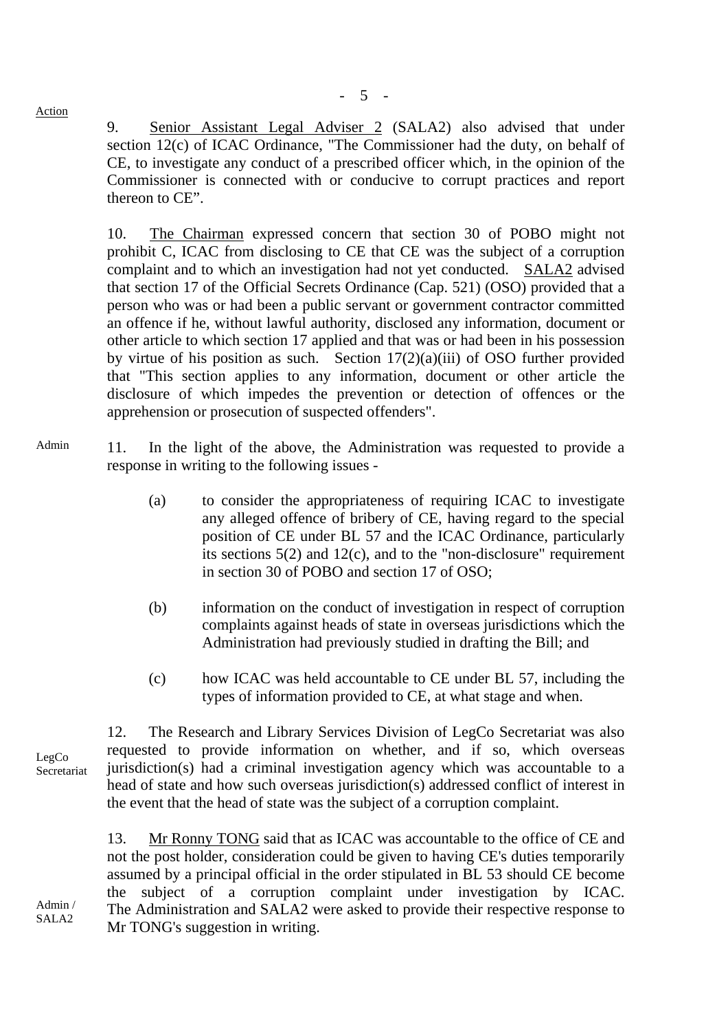Action

9. Senior Assistant Legal Adviser 2 (SALA2) also advised that under section 12(c) of ICAC Ordinance, "The Commissioner had the duty, on behalf of CE, to investigate any conduct of a prescribed officer which, in the opinion of the Commissioner is connected with or conducive to corrupt practices and report thereon to CE".

10. The Chairman expressed concern that section 30 of POBO might not prohibit C, ICAC from disclosing to CE that CE was the subject of a corruption complaint and to which an investigation had not yet conducted. SALA2 advised that section 17 of the Official Secrets Ordinance (Cap. 521) (OSO) provided that a person who was or had been a public servant or government contractor committed an offence if he, without lawful authority, disclosed any information, document or other article to which section 17 applied and that was or had been in his possession by virtue of his position as such. Section 17(2)(a)(iii) of OSO further provided that "This section applies to any information, document or other article the disclosure of which impedes the prevention or detection of offences or the apprehension or prosecution of suspected offenders".

Admin

11. In the light of the above, the Administration was requested to provide a response in writing to the following issues -

(a) to consider the appropriateness of requiring ICAC to investigate any alleged offence of bribery of CE, having regard to the special position of CE under BL 57 and the ICAC Ordinance, particularly its sections 5(2) and 12(c), and to the "non-disclosure" requirement in section 30 of POBO and section 17 of OSO;

(b) information on the conduct of investigation in respect of corruption complaints against heads of state in overseas jurisdictions which the Administration had previously studied in drafting the Bill; and

(c) how ICAC was held accountable to CE under BL 57, including the types of information provided to CE, at what stage and when.

LegCo Secretariat

12. The Research and Library Services Division of LegCo Secretariat was also requested to provide information on whether, and if so, which overseas jurisdiction(s) had a criminal investigation agency which was accountable to a head of state and how such overseas jurisdiction(s) addressed conflict of interest in the event that the head of state was the subject of a corruption complaint.

Admin / SALA2

13. Mr Ronny TONG said that as ICAC was accountable to the office of CE and not the post holder, consideration could be given to having CE's duties temporarily assumed by a principal official in the order stipulated in BL 53 should CE become the subject of a corruption complaint under investigation by ICAC. The Administration and SALA2 were asked to provide their respective response to Mr TONG's suggestion in writing.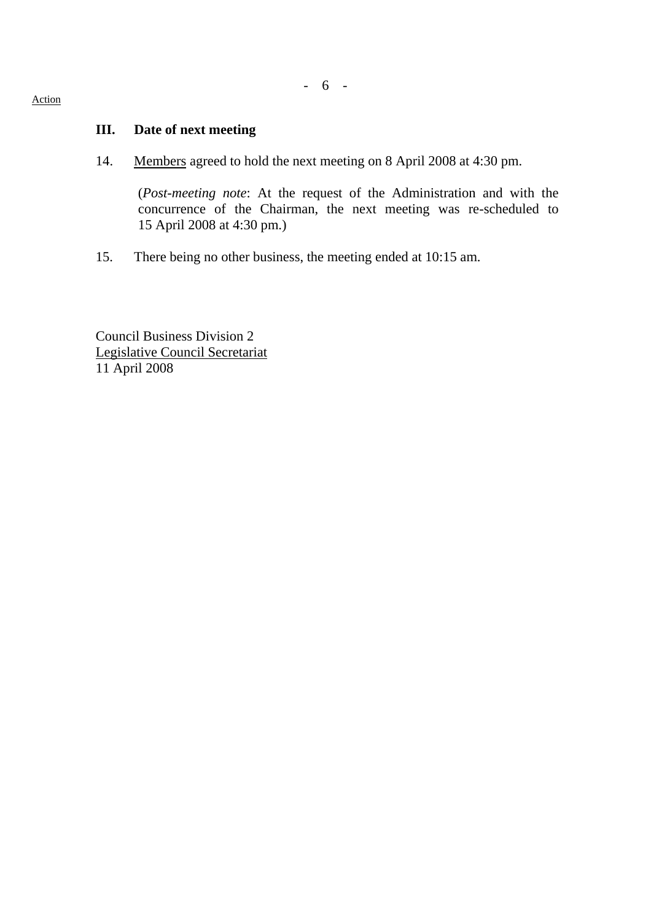Action

### III. Date of next meeting

14. Members agreed to hold the next meeting on 8 April 2008 at 4:30 pm.

(*Post-meeting note*: At the request of the Administration and with the concurrence of the Chairman, the next meeting was re-scheduled to 15 April 2008 at 4:30 pm.)

15. There being no other business, the meeting ended at 10:15 am.

Council Business Division 2
Legislative Council Secretariat
11 April 2008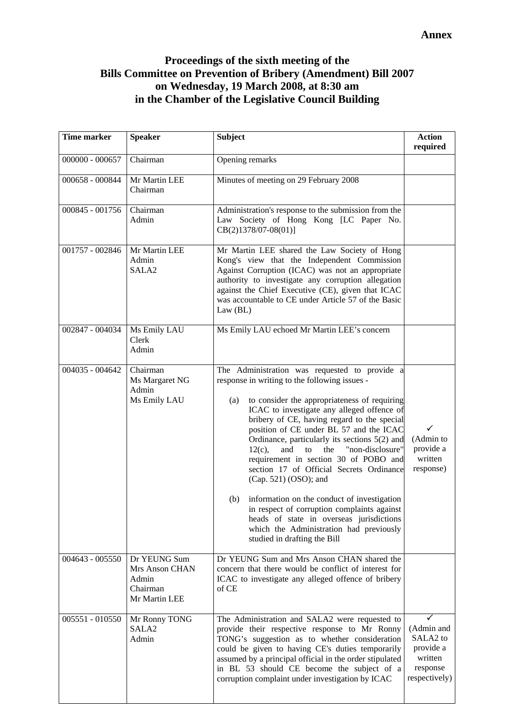**Annex**

# Proceedings of the sixth meeting of the Bills Committee on Prevention of Bribery (Amendment) Bill 2007 on Wednesday, 19 March 2008, at 8:30 am in the Chamber of the Legislative Council Building

| Time marker | Speaker | Subject | Action required |
|---|---|---|---|
| 000000 - 000657 | Chairman | Opening remarks | |
| 000658 - 000844 | Mr Martin LEE<br>Chairman | Minutes of meeting on 29 February 2008 | |
| 000845 - 001756 | Chairman<br>Admin | Administration's response to the submission from the Law Society of Hong Kong [LC Paper No. CB(2)1378/07-08(01)] | |
| 001757 - 002846 | Mr Martin LEE<br>Admin<br>SALA2 | Mr Martin LEE shared the Law Society of Hong Kong's view that the Independent Commission Against Corruption (ICAC) was not an appropriate authority to investigate any corruption allegation against the Chief Executive (CE), given that ICAC was accountable to CE under Article 57 of the Basic Law (BL) | |
| 002847 - 004034 | Ms Emily LAU<br>Clerk<br>Admin | Ms Emily LAU echoed Mr Martin LEE's concern | |
| 004035 - 004642 | Chairman<br>Ms Margaret NG<br>Admin<br>Ms Emily LAU | The Administration was requested to provide a response in writing to the following issues -<br><br>(a) to consider the appropriateness of requiring ICAC to investigate any alleged offence of bribery of CE, having regard to the special position of CE under BL 57 and the ICAC Ordinance, particularly its sections 5(2) and 12(c), and to the "non-disclosure" requirement in section 30 of POBO and section 17 of Official Secrets Ordinance (Cap. 521) (OSO); and<br><br>(b) information on the conduct of investigation in respect of corruption complaints against heads of state in overseas jurisdictions which the Administration had previously studied in drafting the Bill | ✓<br>(Admin to provide a written response) |
| 004643 - 005550 | Dr YEUNG Sum<br>Mrs Anson CHAN<br>Admin<br>Chairman<br>Mr Martin LEE | Dr YEUNG Sum and Mrs Anson CHAN shared the concern that there would be conflict of interest for ICAC to investigate any alleged offence of bribery of CE | |
| 005551 - 010550 | Mr Ronny TONG<br>SALA2<br>Admin | The Administration and SALA2 were requested to provide their respective response to Mr Ronny TONG's suggestion as to whether consideration could be given to having CE's duties temporarily assumed by a principal official in the order stipulated in BL 53 should CE become the subject of a corruption complaint under investigation by ICAC | ✓<br>(Admin and SALA2 to provide a written response respectively) |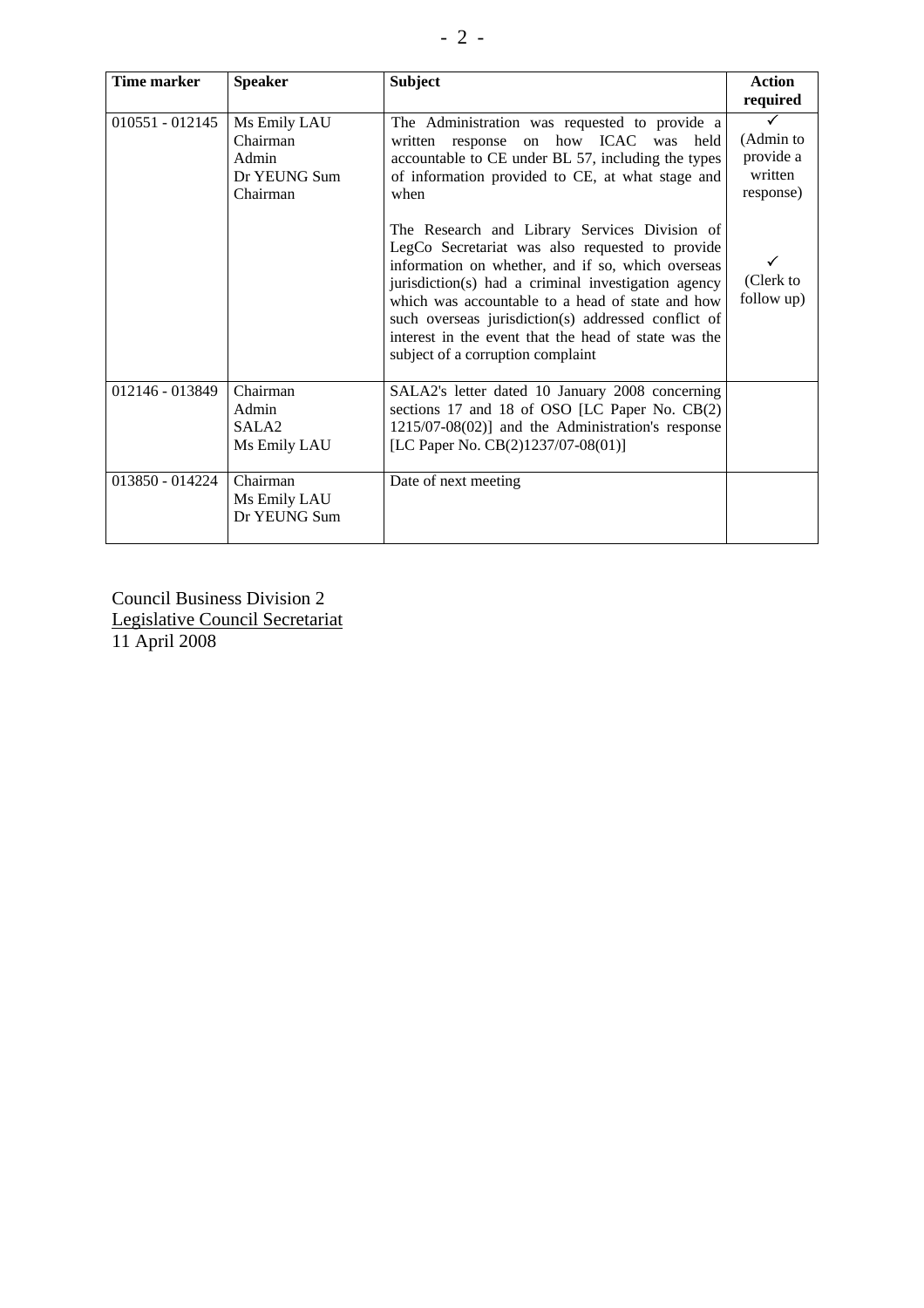| Time marker | Speaker | Subject | Action required |
|---|---|---|---|
| 010551 - 012145 | Ms Emily LAU<br>Chairman<br>Admin<br>Dr YEUNG Sum<br>Chairman | The Administration was requested to provide a written response on how ICAC was held accountable to CE under BL 57, including the types of information provided to CE, at what stage and when<br><br>The Research and Library Services Division of LegCo Secretariat was also requested to provide information on whether, and if so, which overseas jurisdiction(s) had a criminal investigation agency which was accountable to a head of state and how such overseas jurisdiction(s) addressed conflict of interest in the event that the head of state was the subject of a corruption complaint | ✓<br>(Admin to provide a written response)<br><br>✓<br>(Clerk to follow up) |
| 012146 - 013849 | Chairman<br>Admin<br>SALA2<br>Ms Emily LAU | SALA2's letter dated 10 January 2008 concerning sections 17 and 18 of OSO [LC Paper No. CB(2) 1215/07-08(02)] and the Administration's response [LC Paper No. CB(2)1237/07-08(01)] | |
| 013850 - 014224 | Chairman<br>Ms Emily LAU<br>Dr YEUNG Sum | Date of next meeting | |

Council Business Division 2
Legislative Council Secretariat
11 April 2008